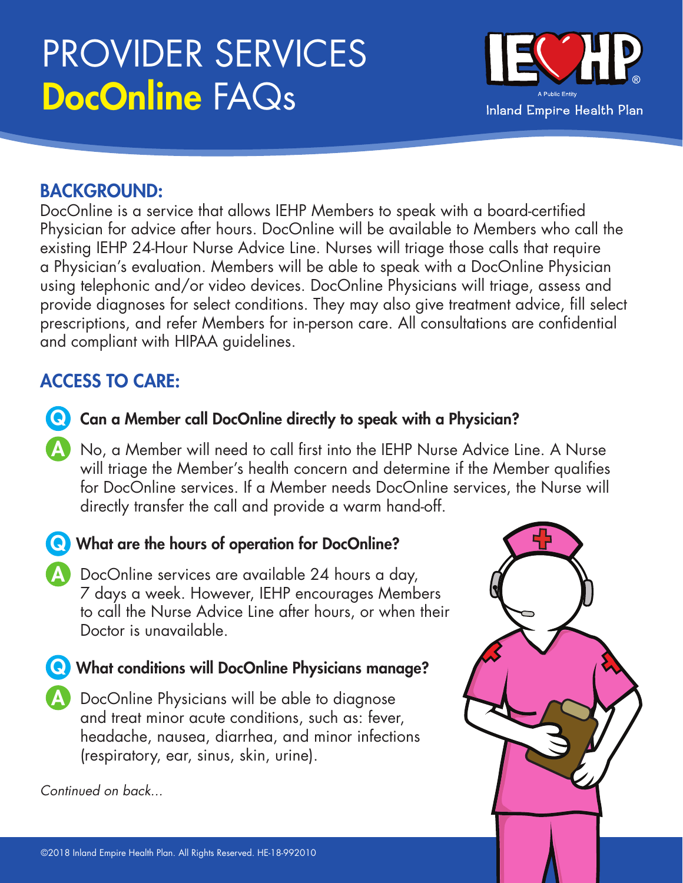# PROVIDER SERVICES
# DocOnline FAQs

Inland Empire Health Plan
A Public Entity

## BACKGROUND:

DocOnline is a service that allows IEHP Members to speak with a board-certified Physician for advice after hours. DocOnline will be available to Members who call the existing IEHP 24-Hour Nurse Advice Line. Nurses will triage those calls that require a Physician's evaluation. Members will be able to speak with a DocOnline Physician using telephonic and/or video devices. DocOnline Physicians will triage, assess and provide diagnoses for select conditions. They may also give treatment advice, fill select prescriptions, and refer Members for in-person care. All consultations are confidential and compliant with HIPAA guidelines.

## ACCESS TO CARE:

**Q Can a Member call DocOnline directly to speak with a Physician?**

**A** No, a Member will need to call first into the IEHP Nurse Advice Line. A Nurse will triage the Member's health concern and determine if the Member qualifies for DocOnline services. If a Member needs DocOnline services, the Nurse will directly transfer the call and provide a warm hand-off.

**Q What are the hours of operation for DocOnline?**

**A** DocOnline services are available 24 hours a day, 7 days a week. However, IEHP encourages Members to call the Nurse Advice Line after hours, or when their Doctor is unavailable.

**Q What conditions will DocOnline Physicians manage?**

**A** DocOnline Physicians will be able to diagnose and treat minor acute conditions, such as: fever, headache, nausea, diarrhea, and minor infections (respiratory, ear, sinus, skin, urine).

*Continued on back...*

©2018 Inland Empire Health Plan. All Rights Reserved. HE-18-992010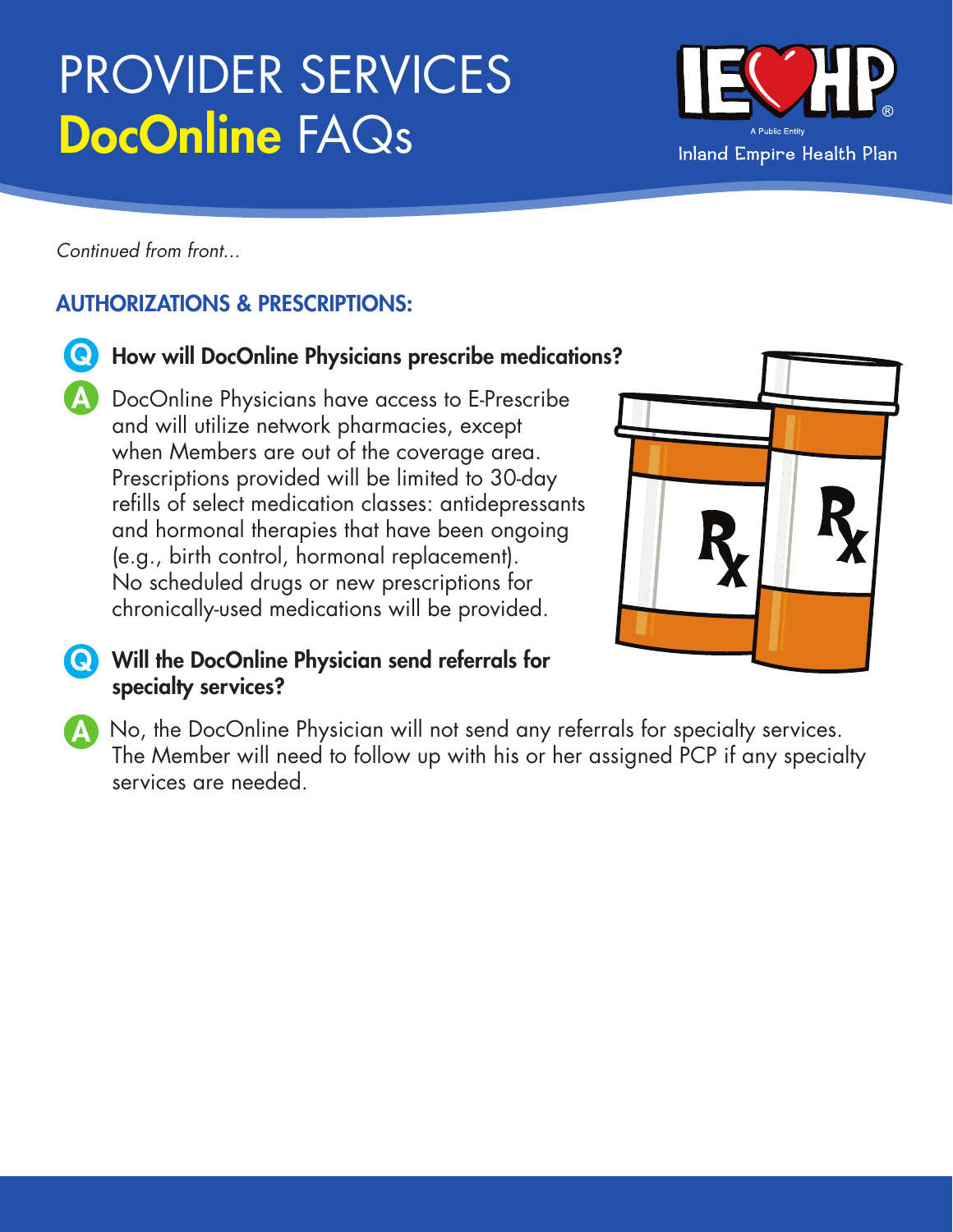# PROVIDER SERVICES
# DocOnline FAQs

IEHP
A Public Entity
Inland Empire Health Plan

*Continued from front...*

## AUTHORIZATIONS & PRESCRIPTIONS:

**Q How will DocOnline Physicians prescribe medications?**

**A** DocOnline Physicians have access to E-Prescribe and will utilize network pharmacies, except when Members are out of the coverage area. Prescriptions provided will be limited to 30-day refills of select medication classes: antidepressants and hormonal therapies that have been ongoing (e.g., birth control, hormonal replacement). No scheduled drugs or new prescriptions for chronically-used medications will be provided.

**Q Will the DocOnline Physician send referrals for specialty services?**

**A** No, the DocOnline Physician will not send any referrals for specialty services. The Member will need to follow up with his or her assigned PCP if any specialty services are needed.